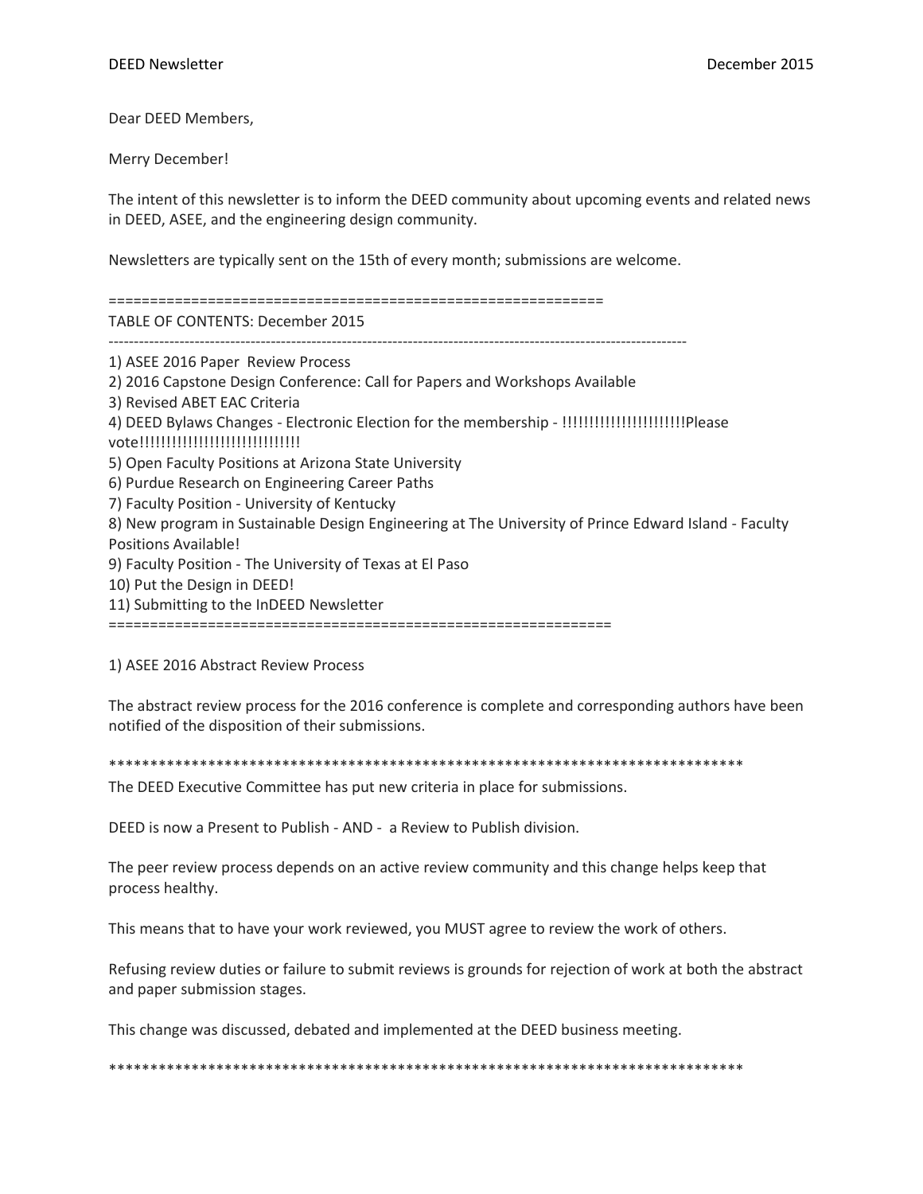DEED Newsletter December 2015

Dear DEED Members,

Merry December!

The intent of this newsletter is to inform the DEED community about upcoming events and related news in DEED, ASEE, and the engineering design community.

Newsletters are typically sent on the 15th of every month; submissions are welcome.

============================================================

TABLE OF CONTENTS: December 2015

------------------------------------------------------------------------------------------------------------------

1) ASEE 2016 Paper Review Process
2) 2016 Capstone Design Conference: Call for Papers and Workshops Available
3) Revised ABET EAC Criteria
4) DEED Bylaws Changes - Electronic Election for the membership - !!!!!!!!!!!!!!!!!!!!!!!Please vote!!!!!!!!!!!!!!!!!!!!!!!!!!!!!
5) Open Faculty Positions at Arizona State University
6) Purdue Research on Engineering Career Paths
7) Faculty Position - University of Kentucky
8) New program in Sustainable Design Engineering at The University of Prince Edward Island - Faculty Positions Available!
9) Faculty Position - The University of Texas at El Paso
10) Put the Design in DEED!
11) Submitting to the InDEED Newsletter

============================================================

## 1) ASEE 2016 Abstract Review Process

The abstract review process for the 2016 conference is complete and corresponding authors have been notified of the disposition of their submissions.

********************************************************************************

The DEED Executive Committee has put new criteria in place for submissions.

DEED is now a Present to Publish - AND - a Review to Publish division.

The peer review process depends on an active review community and this change helps keep that process healthy.

This means that to have your work reviewed, you MUST agree to review the work of others.

Refusing review duties or failure to submit reviews is grounds for rejection of work at both the abstract and paper submission stages.

This change was discussed, debated and implemented at the DEED business meeting.

********************************************************************************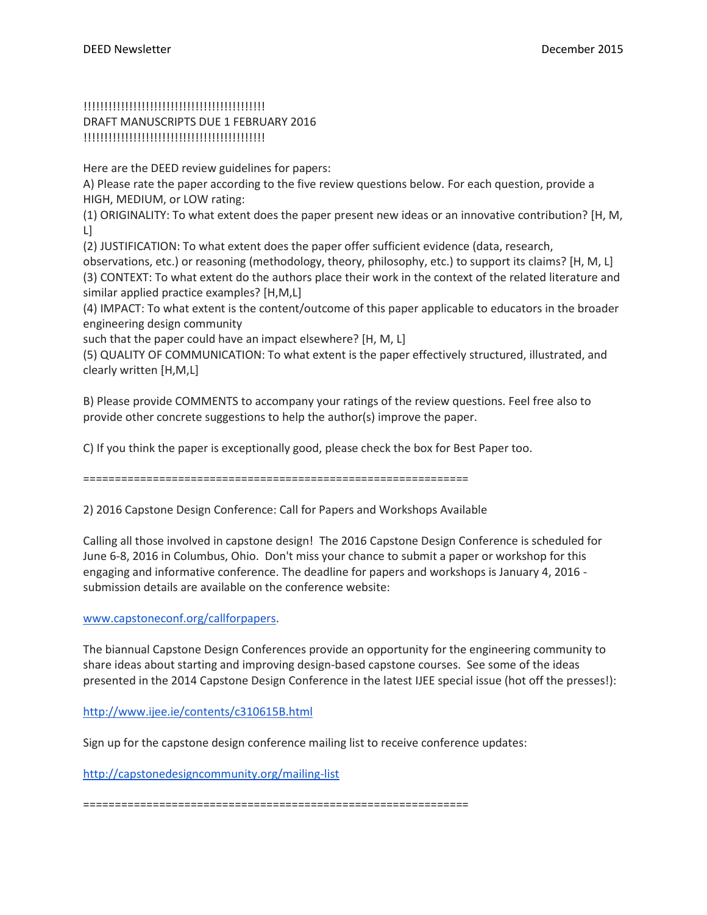!!!!!!!!!!!!!!!!!!!!!!!!!!!!!!!!!!!!!!!!!!!!!!!
DRAFT MANUSCRIPTS DUE 1 FEBRUARY 2016
!!!!!!!!!!!!!!!!!!!!!!!!!!!!!!!!!!!!!!!!!!!!!!!

Here are the DEED review guidelines for papers:
A) Please rate the paper according to the five review questions below. For each question, provide a HIGH, MEDIUM, or LOW rating:
(1) ORIGINALITY: To what extent does the paper present new ideas or an innovative contribution? [H, M, L]
(2) JUSTIFICATION: To what extent does the paper offer sufficient evidence (data, research, observations, etc.) or reasoning (methodology, theory, philosophy, etc.) to support its claims? [H, M, L]
(3) CONTEXT: To what extent do the authors place their work in the context of the related literature and similar applied practice examples? [H,M,L]
(4) IMPACT: To what extent is the content/outcome of this paper applicable to educators in the broader engineering design community
such that the paper could have an impact elsewhere? [H, M, L]
(5) QUALITY OF COMMUNICATION: To what extent is the paper effectively structured, illustrated, and clearly written [H,M,L]

B) Please provide COMMENTS to accompany your ratings of the review questions. Feel free also to provide other concrete suggestions to help the author(s) improve the paper.

C) If you think the paper is exceptionally good, please check the box for Best Paper too.

==============================================================

2) 2016 Capstone Design Conference: Call for Papers and Workshops Available

Calling all those involved in capstone design! The 2016 Capstone Design Conference is scheduled for June 6-8, 2016 in Columbus, Ohio. Don't miss your chance to submit a paper or workshop for this engaging and informative conference. The deadline for papers and workshops is January 4, 2016 - submission details are available on the conference website:

www.capstoneconf.org/callforpapers.

The biannual Capstone Design Conferences provide an opportunity for the engineering community to share ideas about starting and improving design-based capstone courses. See some of the ideas presented in the 2014 Capstone Design Conference in the latest IJEE special issue (hot off the presses!):

http://www.ijee.ie/contents/c310615B.html

Sign up for the capstone design conference mailing list to receive conference updates:

http://capstonedesigncommunity.org/mailing-list

==============================================================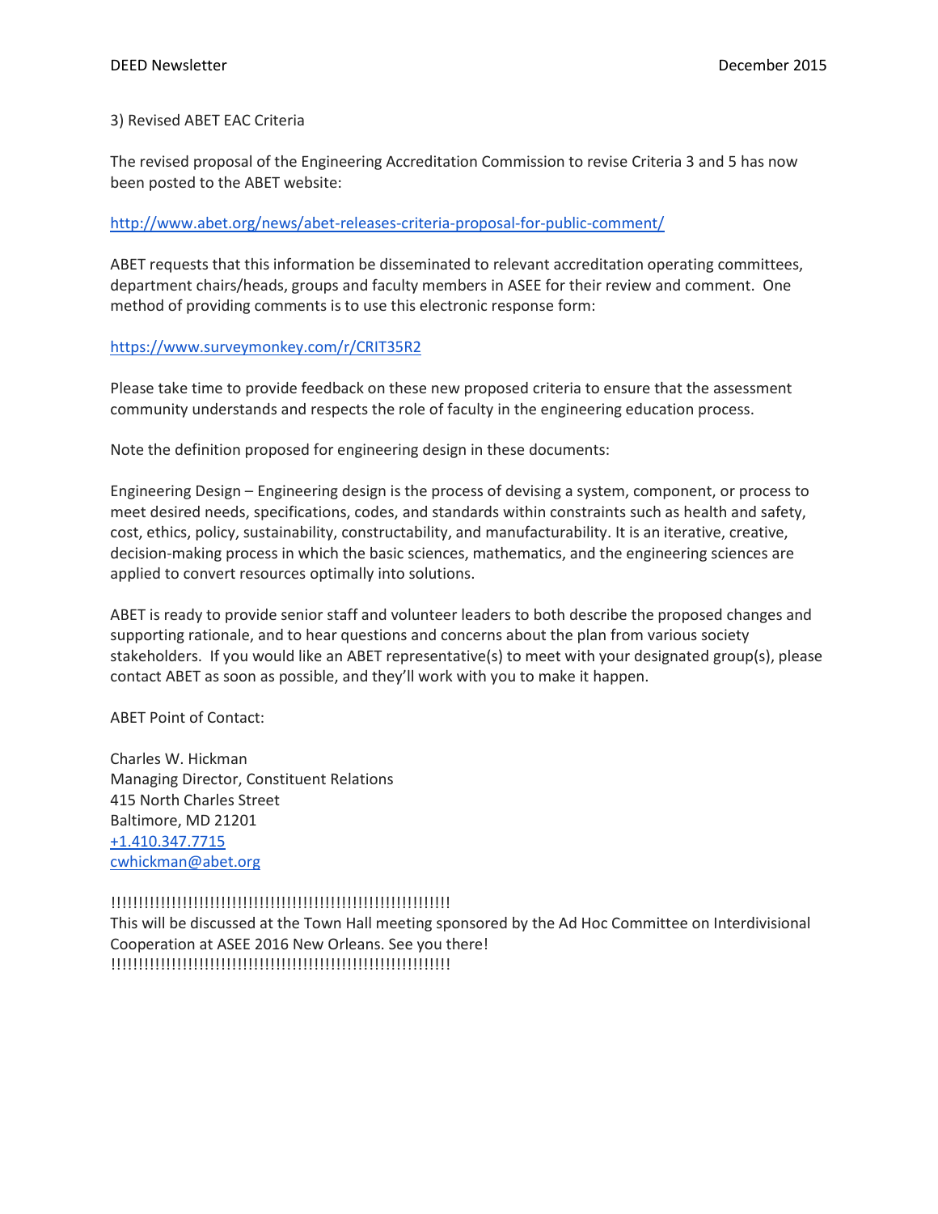### 3) Revised ABET EAC Criteria

The revised proposal of the Engineering Accreditation Commission to revise Criteria 3 and 5 has now been posted to the ABET website:

http://www.abet.org/news/abet-releases-criteria-proposal-for-public-comment/

ABET requests that this information be disseminated to relevant accreditation operating committees, department chairs/heads, groups and faculty members in ASEE for their review and comment. One method of providing comments is to use this electronic response form:

https://www.surveymonkey.com/r/CRIT35R2

Please take time to provide feedback on these new proposed criteria to ensure that the assessment community understands and respects the role of faculty in the engineering education process.

Note the definition proposed for engineering design in these documents:

Engineering Design – Engineering design is the process of devising a system, component, or process to meet desired needs, specifications, codes, and standards within constraints such as health and safety, cost, ethics, policy, sustainability, constructability, and manufacturability. It is an iterative, creative, decision-making process in which the basic sciences, mathematics, and the engineering sciences are applied to convert resources optimally into solutions.

ABET is ready to provide senior staff and volunteer leaders to both describe the proposed changes and supporting rationale, and to hear questions and concerns about the plan from various society stakeholders. If you would like an ABET representative(s) to meet with your designated group(s), please contact ABET as soon as possible, and they'll work with you to make it happen.

ABET Point of Contact:

Charles W. Hickman  
Managing Director, Constituent Relations  
415 North Charles Street  
Baltimore, MD 21201  
+1.410.347.7715  
cwhickman@abet.org

!!!!!!!!!!!!!!!!!!!!!!!!!!!!!!!!!!!!!!!!!!!!!!!!!!!!!!!!!!!!!!  
This will be discussed at the Town Hall meeting sponsored by the Ad Hoc Committee on Interdivisional Cooperation at ASEE 2016 New Orleans. See you there!  
!!!!!!!!!!!!!!!!!!!!!!!!!!!!!!!!!!!!!!!!!!!!!!!!!!!!!!!!!!!!!!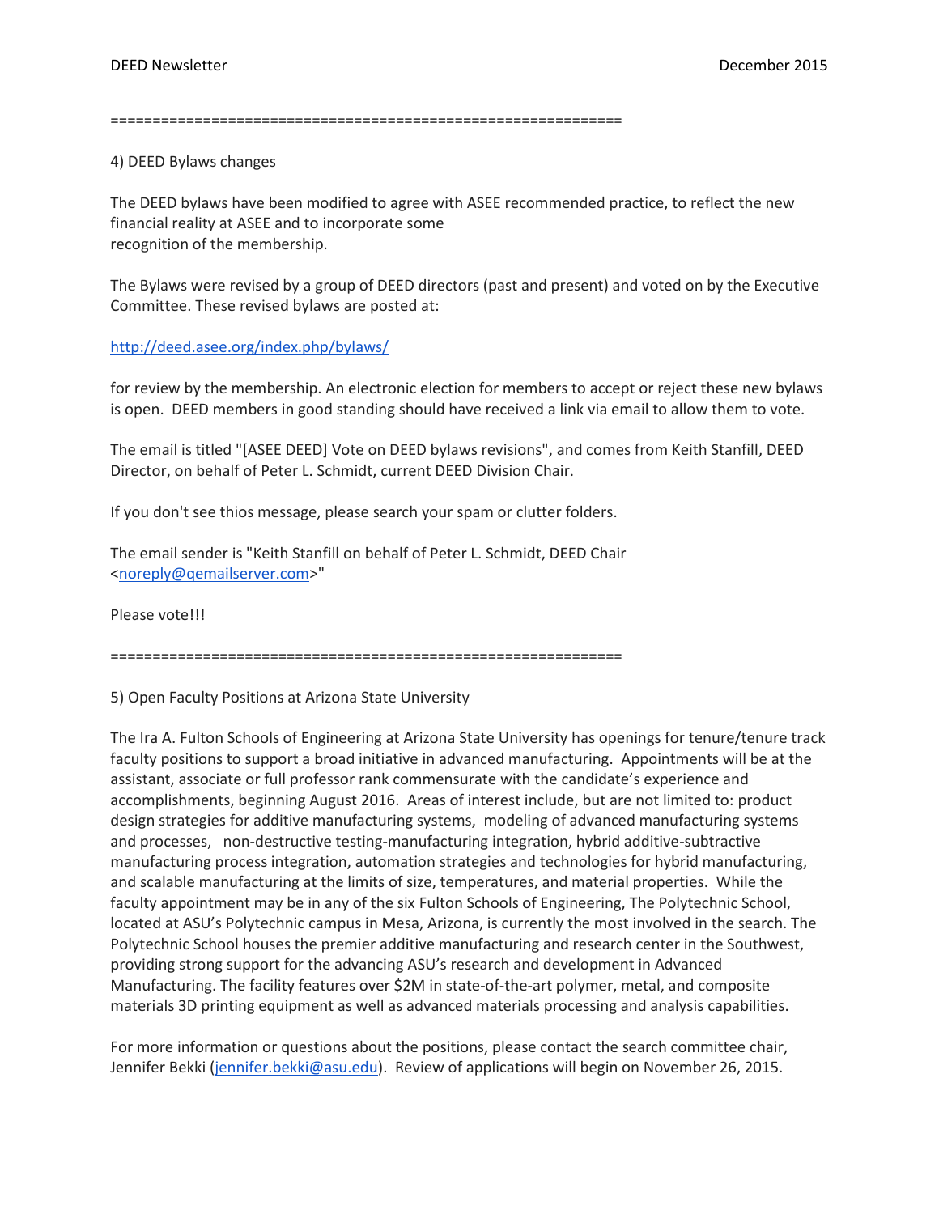==============================================================

4) DEED Bylaws changes

The DEED bylaws have been modified to agree with ASEE recommended practice, to reflect the new financial reality at ASEE and to incorporate some recognition of the membership.

The Bylaws were revised by a group of DEED directors (past and present) and voted on by the Executive Committee. These revised bylaws are posted at:

http://deed.asee.org/index.php/bylaws/

for review by the membership. An electronic election for members to accept or reject these new bylaws is open. DEED members in good standing should have received a link via email to allow them to vote.

The email is titled "[ASEE DEED] Vote on DEED bylaws revisions", and comes from Keith Stanfill, DEED Director, on behalf of Peter L. Schmidt, current DEED Division Chair.

If you don't see thios message, please search your spam or clutter folders.

The email sender is "Keith Stanfill on behalf of Peter L. Schmidt, DEED Chair <noreply@qemailserver.com>"

Please vote!!!

==============================================================

5) Open Faculty Positions at Arizona State University

The Ira A. Fulton Schools of Engineering at Arizona State University has openings for tenure/tenure track faculty positions to support a broad initiative in advanced manufacturing. Appointments will be at the assistant, associate or full professor rank commensurate with the candidate's experience and accomplishments, beginning August 2016. Areas of interest include, but are not limited to: product design strategies for additive manufacturing systems, modeling of advanced manufacturing systems and processes, non-destructive testing-manufacturing integration, hybrid additive-subtractive manufacturing process integration, automation strategies and technologies for hybrid manufacturing, and scalable manufacturing at the limits of size, temperatures, and material properties. While the faculty appointment may be in any of the six Fulton Schools of Engineering, The Polytechnic School, located at ASU's Polytechnic campus in Mesa, Arizona, is currently the most involved in the search. The Polytechnic School houses the premier additive manufacturing and research center in the Southwest, providing strong support for the advancing ASU's research and development in Advanced Manufacturing. The facility features over $2M in state-of-the-art polymer, metal, and composite materials 3D printing equipment as well as advanced materials processing and analysis capabilities.

For more information or questions about the positions, please contact the search committee chair, Jennifer Bekki (jennifer.bekki@asu.edu). Review of applications will begin on November 26, 2015.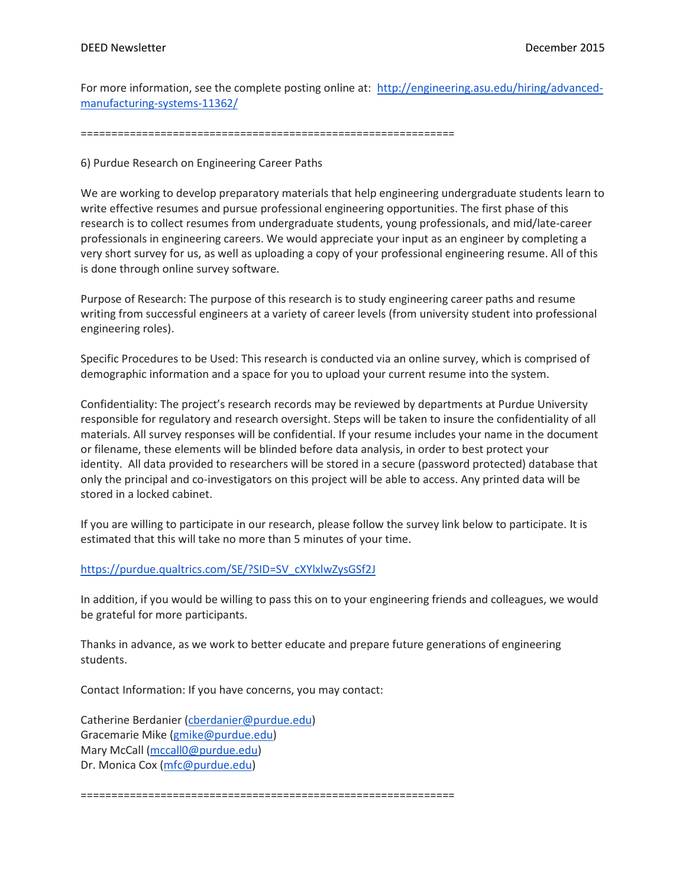For more information, see the complete posting online at: http://engineering.asu.edu/hiring/advanced-manufacturing-systems-11362/

============================================================

6) Purdue Research on Engineering Career Paths

We are working to develop preparatory materials that help engineering undergraduate students learn to write effective resumes and pursue professional engineering opportunities. The first phase of this research is to collect resumes from undergraduate students, young professionals, and mid/late-career professionals in engineering careers. We would appreciate your input as an engineer by completing a very short survey for us, as well as uploading a copy of your professional engineering resume. All of this is done through online survey software.

Purpose of Research: The purpose of this research is to study engineering career paths and resume writing from successful engineers at a variety of career levels (from university student into professional engineering roles).

Specific Procedures to be Used: This research is conducted via an online survey, which is comprised of demographic information and a space for you to upload your current resume into the system.

Confidentiality: The project's research records may be reviewed by departments at Purdue University responsible for regulatory and research oversight. Steps will be taken to insure the confidentiality of all materials. All survey responses will be confidential. If your resume includes your name in the document or filename, these elements will be blinded before data analysis, in order to best protect your identity. All data provided to researchers will be stored in a secure (password protected) database that only the principal and co-investigators on this project will be able to access. Any printed data will be stored in a locked cabinet.

If you are willing to participate in our research, please follow the survey link below to participate. It is estimated that this will take no more than 5 minutes of your time.

https://purdue.qualtrics.com/SE/?SID=SV_cXYlxlwZysGSf2J

In addition, if you would be willing to pass this on to your engineering friends and colleagues, we would be grateful for more participants.

Thanks in advance, as we work to better educate and prepare future generations of engineering students.

Contact Information: If you have concerns, you may contact:

Catherine Berdanier (cberdanier@purdue.edu)  
Gracemarie Mike (gmike@purdue.edu)  
Mary McCall (mccall0@purdue.edu)  
Dr. Monica Cox (mfc@purdue.edu)

============================================================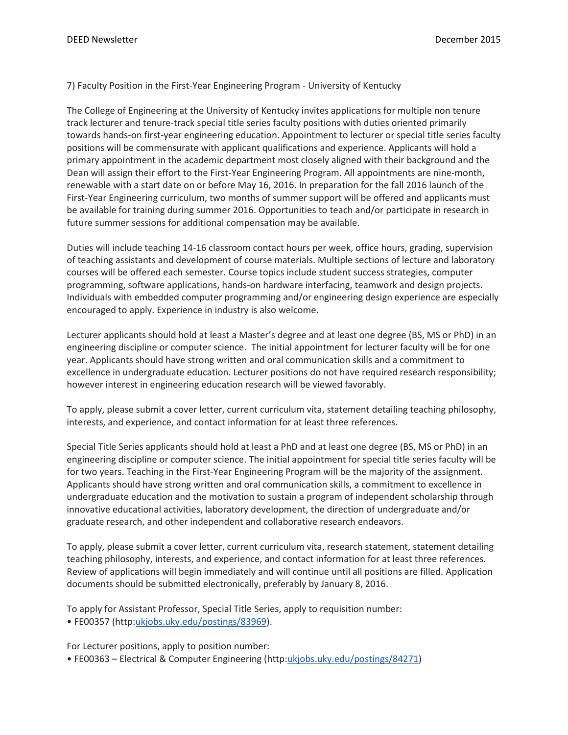7) Faculty Position in the First-Year Engineering Program - University of Kentucky

The College of Engineering at the University of Kentucky invites applications for multiple non tenure track lecturer and tenure-track special title series faculty positions with duties oriented primarily towards hands-on first-year engineering education. Appointment to lecturer or special title series faculty positions will be commensurate with applicant qualifications and experience. Applicants will hold a primary appointment in the academic department most closely aligned with their background and the Dean will assign their effort to the First-Year Engineering Program. All appointments are nine-month, renewable with a start date on or before May 16, 2016. In preparation for the fall 2016 launch of the First-Year Engineering curriculum, two months of summer support will be offered and applicants must be available for training during summer 2016. Opportunities to teach and/or participate in research in future summer sessions for additional compensation may be available.

Duties will include teaching 14-16 classroom contact hours per week, office hours, grading, supervision of teaching assistants and development of course materials. Multiple sections of lecture and laboratory courses will be offered each semester. Course topics include student success strategies, computer programming, software applications, hands-on hardware interfacing, teamwork and design projects. Individuals with embedded computer programming and/or engineering design experience are especially encouraged to apply. Experience in industry is also welcome.

Lecturer applicants should hold at least a Master's degree and at least one degree (BS, MS or PhD) in an engineering discipline or computer science. The initial appointment for lecturer faculty will be for one year. Applicants should have strong written and oral communication skills and a commitment to excellence in undergraduate education. Lecturer positions do not have required research responsibility; however interest in engineering education research will be viewed favorably.

To apply, please submit a cover letter, current curriculum vita, statement detailing teaching philosophy, interests, and experience, and contact information for at least three references.

Special Title Series applicants should hold at least a PhD and at least one degree (BS, MS or PhD) in an engineering discipline or computer science. The initial appointment for special title series faculty will be for two years. Teaching in the First-Year Engineering Program will be the majority of the assignment. Applicants should have strong written and oral communication skills, a commitment to excellence in undergraduate education and the motivation to sustain a program of independent scholarship through innovative educational activities, laboratory development, the direction of undergraduate and/or graduate research, and other independent and collaborative research endeavors.

To apply, please submit a cover letter, current curriculum vita, research statement, statement detailing teaching philosophy, interests, and experience, and contact information for at least three references. Review of applications will begin immediately and will continue until all positions are filled. Application documents should be submitted electronically, preferably by January 8, 2016.

To apply for Assistant Professor, Special Title Series, apply to requisition number:

- FE00357 (http:ukjobs.uky.edu/postings/83969).

For Lecturer positions, apply to position number:

- FE00363 – Electrical & Computer Engineering (http:ukjobs.uky.edu/postings/84271)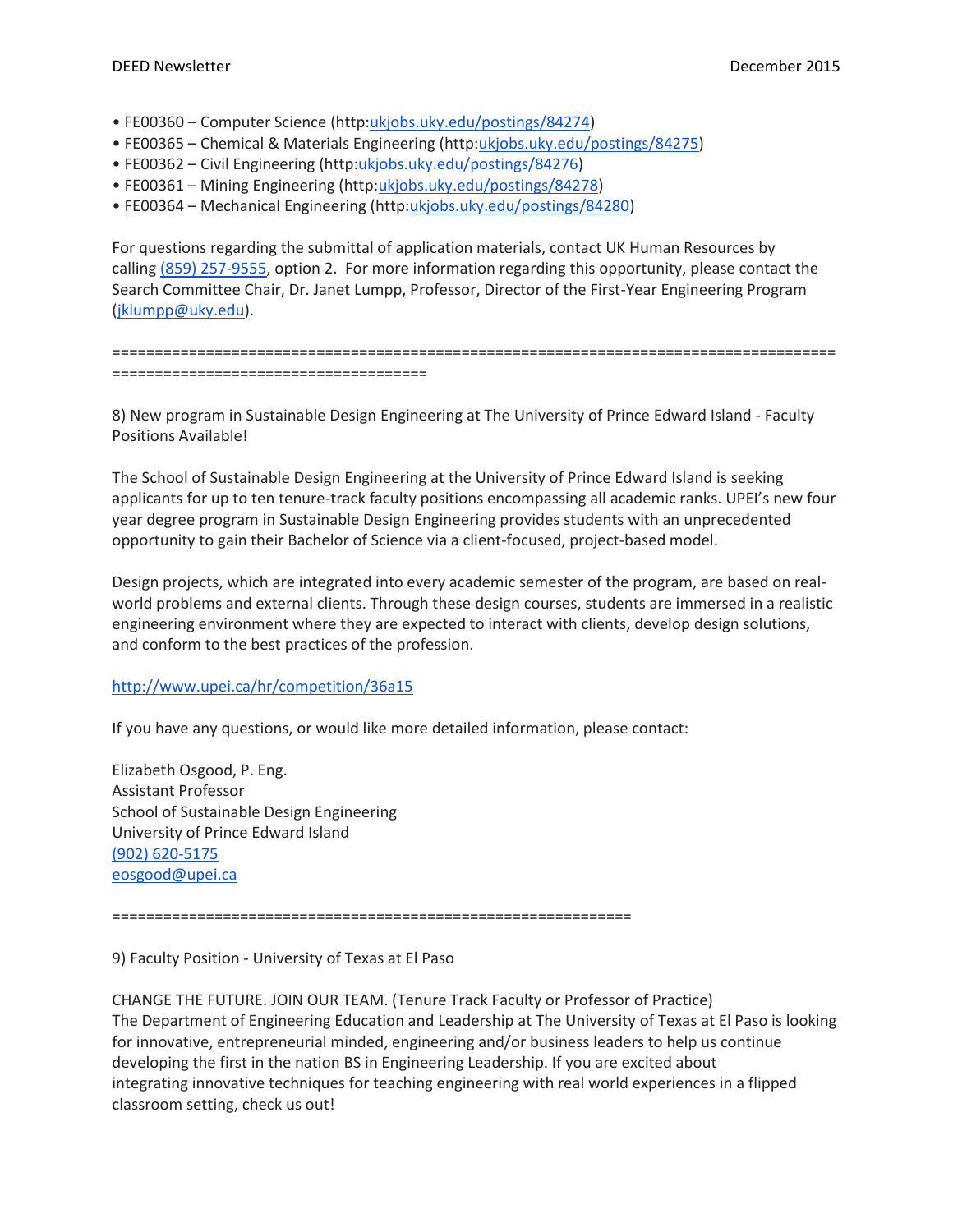- FE00360 – Computer Science (http:ukjobs.uky.edu/postings/84274)
- FE00365 – Chemical & Materials Engineering (http:ukjobs.uky.edu/postings/84275)
- FE00362 – Civil Engineering (http:ukjobs.uky.edu/postings/84276)
- FE00361 – Mining Engineering (http:ukjobs.uky.edu/postings/84278)
- FE00364 – Mechanical Engineering (http:ukjobs.uky.edu/postings/84280)

For questions regarding the submittal of application materials, contact UK Human Resources by calling (859) 257-9555, option 2. For more information regarding this opportunity, please contact the Search Committee Chair, Dr. Janet Lumpp, Professor, Director of the First-Year Engineering Program (jklumpp@uky.edu).

==========================================================================================================================

8) New program in Sustainable Design Engineering at The University of Prince Edward Island - Faculty Positions Available!

The School of Sustainable Design Engineering at the University of Prince Edward Island is seeking applicants for up to ten tenure-track faculty positions encompassing all academic ranks. UPEI's new four year degree program in Sustainable Design Engineering provides students with an unprecedented opportunity to gain their Bachelor of Science via a client-focused, project-based model.

Design projects, which are integrated into every academic semester of the program, are based on real-world problems and external clients. Through these design courses, students are immersed in a realistic engineering environment where they are expected to interact with clients, develop design solutions, and conform to the best practices of the profession.

http://www.upei.ca/hr/competition/36a15

If you have any questions, or would like more detailed information, please contact:

Elizabeth Osgood, P. Eng.
Assistant Professor
School of Sustainable Design Engineering
University of Prince Edward Island
(902) 620-5175
eosgood@upei.ca

=============================================================

9) Faculty Position - University of Texas at El Paso

CHANGE THE FUTURE. JOIN OUR TEAM. (Tenure Track Faculty or Professor of Practice)
The Department of Engineering Education and Leadership at The University of Texas at El Paso is looking for innovative, entrepreneurial minded, engineering and/or business leaders to help us continue developing the first in the nation BS in Engineering Leadership. If you are excited about integrating innovative techniques for teaching engineering with real world experiences in a flipped classroom setting, check us out!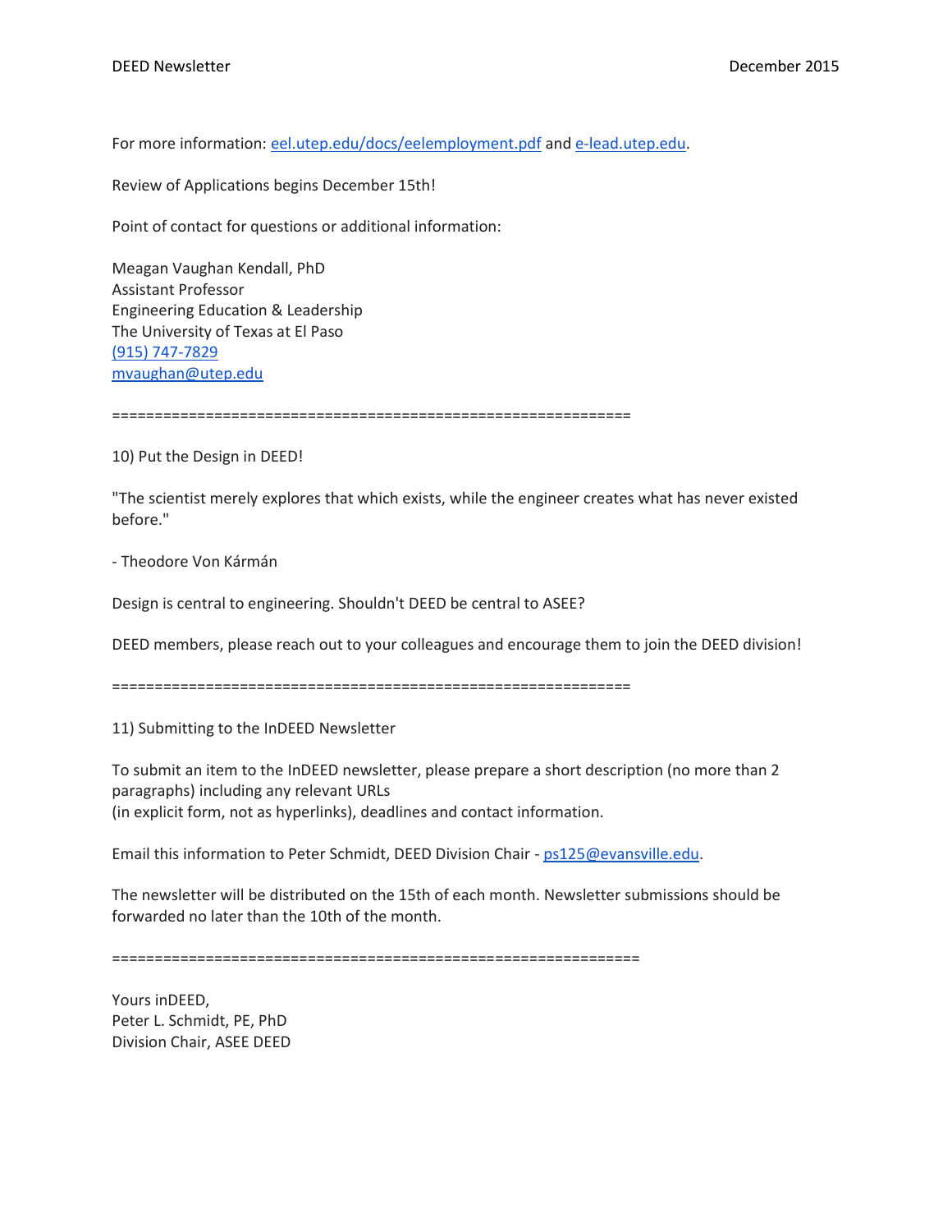For more information: eel.utep.edu/docs/eelemployment.pdf and e-lead.utep.edu.

Review of Applications begins December 15th!

Point of contact for questions or additional information:

Meagan Vaughan Kendall, PhD
Assistant Professor
Engineering Education & Leadership
The University of Texas at El Paso
(915) 747-7829
mvaughan@utep.edu

============================================================

10) Put the Design in DEED!

"The scientist merely explores that which exists, while the engineer creates what has never existed before."

- Theodore Von Kármán

Design is central to engineering. Shouldn't DEED be central to ASEE?

DEED members, please reach out to your colleagues and encourage them to join the DEED division!

============================================================

11) Submitting to the InDEED Newsletter

To submit an item to the InDEED newsletter, please prepare a short description (no more than 2 paragraphs) including any relevant URLs
(in explicit form, not as hyperlinks), deadlines and contact information.

Email this information to Peter Schmidt, DEED Division Chair - ps125@evansville.edu.

The newsletter will be distributed on the 15th of each month. Newsletter submissions should be forwarded no later than the 10th of the month.

=============================================================

Yours inDEED,
Peter L. Schmidt, PE, PhD
Division Chair, ASEE DEED